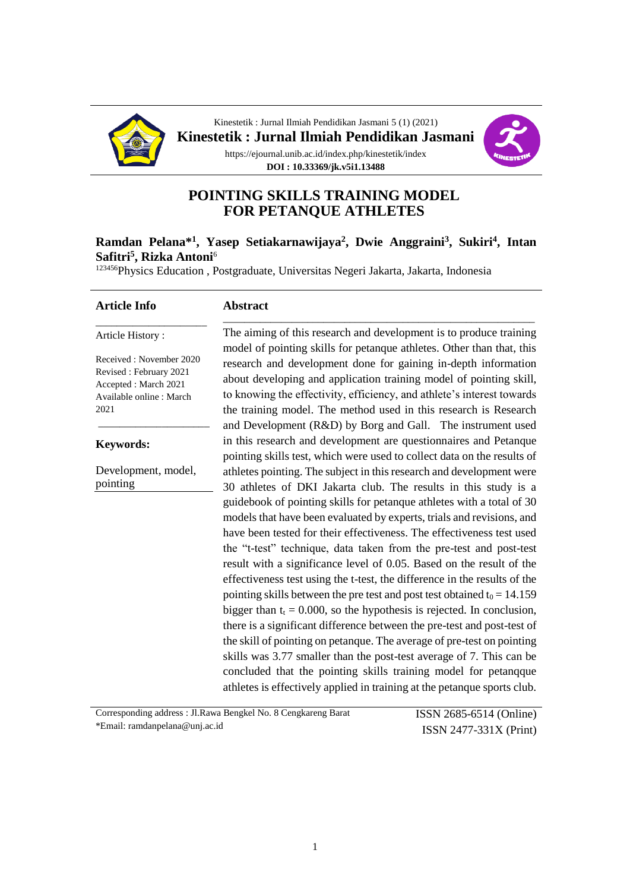Kinestetik : Jurnal Ilmiah Pendidikan Jasmani 5 (1) (2021)

**Kinestetik : Jurnal Ilmiah Pendidikan Jasmani**

https://ejournal.unib.ac.id/index.php/kinestetik/index

**DOI : 10.33369/jk.v5i1.13488**

# POINTING SKILLS TRAINING MODEL FOR PETANQUE ATHLETES

**Ramdan Pelana*[1], Yasep Setiakarnawijaya[2], Dwie Anggraini[3], Sukiri[4], Intan Safitri[5], Rizka Antoni**[6]

[123456]Physics Education , Postgraduate, Universitas Negeri Jakarta, Jakarta, Indonesia

## Article Info

Article History :

Received : November 2020
Revised : February 2021
Accepted : March 2021
Available online : March 2021

**Keywords:**

Development, model, pointing

## Abstract

The aiming of this research and development is to produce training model of pointing skills for petanque athletes. Other than that, this research and development done for gaining in-depth information about developing and application training model of pointing skill, to knowing the effectivity, efficiency, and athlete's interest towards the training model. The method used in this research is Research and Development (R&D) by Borg and Gall. The instrument used in this research and development are questionnaires and Petanque pointing skills test, which were used to collect data on the results of athletes pointing. The subject in this research and development were 30 athletes of DKI Jakarta club. The results in this study is a guidebook of pointing skills for petanque athletes with a total of 30 models that have been evaluated by experts, trials and revisions, and have been tested for their effectiveness. The effectiveness test used the "t-test" technique, data taken from the pre-test and post-test result with a significance level of 0.05. Based on the result of the effectiveness test using the t-test, the difference in the results of the pointing skills between the pre test and post test obtained $t_0 = 14.159$ bigger than $t_t = 0.000$, so the hypothesis is rejected. In conclusion, there is a significant difference between the pre-test and post-test of the skill of pointing on petanque. The average of pre-test on pointing skills was 3.77 smaller than the post-test average of 7. This can be concluded that the pointing skills training model for petanqque athletes is effectively applied in training at the petanque sports club.

Corresponding address : Jl.Rawa Bengkel No. 8 Cengkareng Barat
*Email: ramdanpelana@unj.ac.id

ISSN 2685-6514 (Online)
ISSN 2477-331X (Print)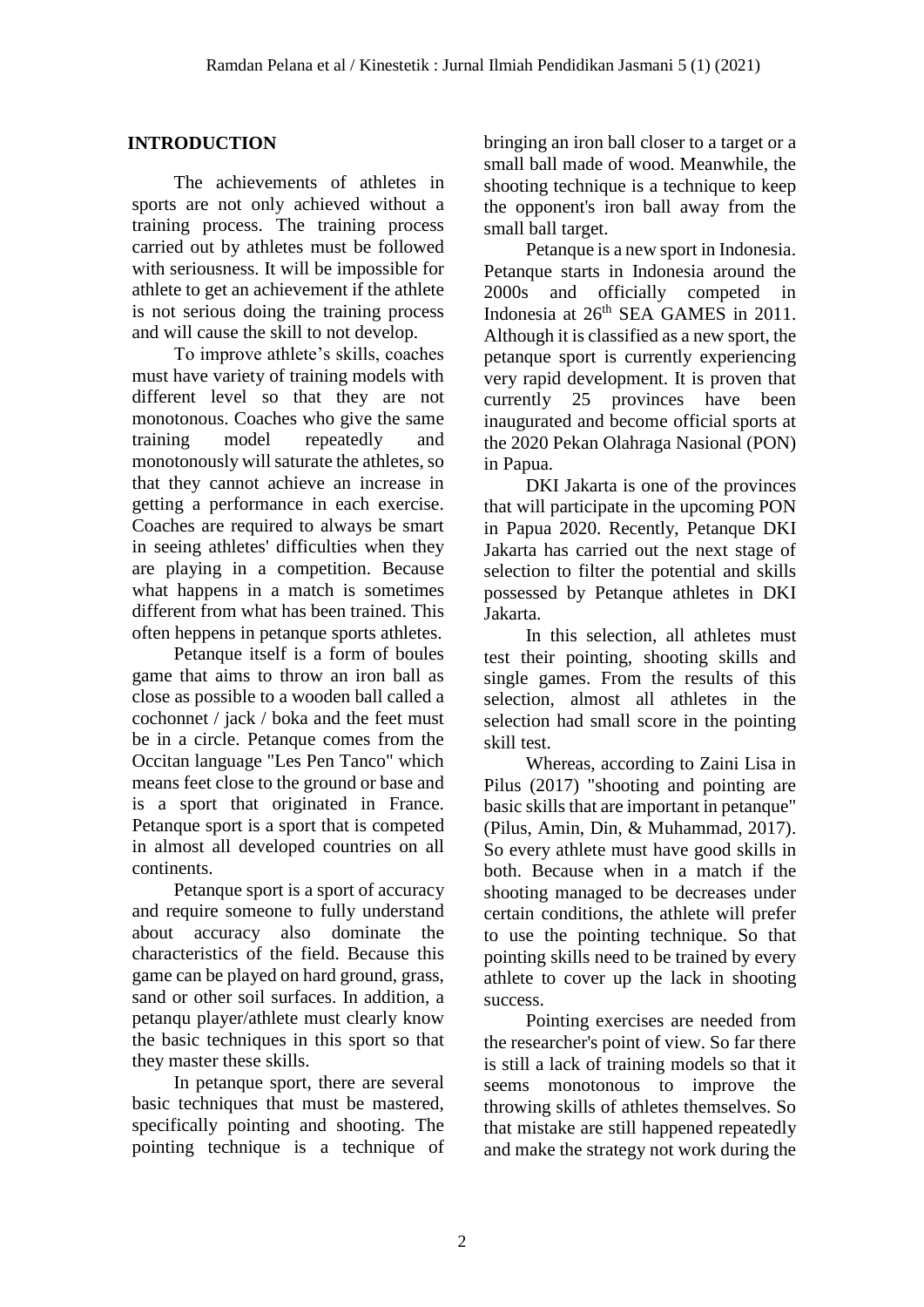## INTRODUCTION

The achievements of athletes in sports are not only achieved without a training process. The training process carried out by athletes must be followed with seriousness. It will be impossible for athlete to get an achievement if the athlete is not serious doing the training process and will cause the skill to not develop.

To improve athlete's skills, coaches must have variety of training models with different level so that they are not monotonous. Coaches who give the same training model repeatedly and monotonously will saturate the athletes, so that they cannot achieve an increase in getting a performance in each exercise. Coaches are required to always be smart in seeing athletes' difficulties when they are playing in a competition. Because what happens in a match is sometimes different from what has been trained. This often heppens in petanque sports athletes.

Petanque itself is a form of boules game that aims to throw an iron ball as close as possible to a wooden ball called a cochonnet / jack / boka and the feet must be in a circle. Petanque comes from the Occitan language "Les Pen Tanco" which means feet close to the ground or base and is a sport that originated in France. Petanque sport is a sport that is competed in almost all developed countries on all continents.

Petanque sport is a sport of accuracy and require someone to fully understand about accuracy also dominate the characteristics of the field. Because this game can be played on hard ground, grass, sand or other soil surfaces. In addition, a petanqu player/athlete must clearly know the basic techniques in this sport so that they master these skills.

In petanque sport, there are several basic techniques that must be mastered, specifically pointing and shooting. The pointing technique is a technique of bringing an iron ball closer to a target or a small ball made of wood. Meanwhile, the shooting technique is a technique to keep the opponent's iron ball away from the small ball target.

Petanque is a new sport in Indonesia. Petanque starts in Indonesia around the 2000s and officially competed in Indonesia at 26th SEA GAMES in 2011. Although it is classified as a new sport, the petanque sport is currently experiencing very rapid development. It is proven that currently 25 provinces have been inaugurated and become official sports at the 2020 Pekan Olahraga Nasional (PON) in Papua.

DKI Jakarta is one of the provinces that will participate in the upcoming PON in Papua 2020. Recently, Petanque DKI Jakarta has carried out the next stage of selection to filter the potential and skills possessed by Petanque athletes in DKI Jakarta.

In this selection, all athletes must test their pointing, shooting skills and single games. From the results of this selection, almost all athletes in the selection had small score in the pointing skill test.

Whereas, according to Zaini Lisa in Pilus (2017) "shooting and pointing are basic skills that are important in petanque" (Pilus, Amin, Din, & Muhammad, 2017). So every athlete must have good skills in both. Because when in a match if the shooting managed to be decreases under certain conditions, the athlete will prefer to use the pointing technique. So that pointing skills need to be trained by every athlete to cover up the lack in shooting success.

Pointing exercises are needed from the researcher's point of view. So far there is still a lack of training models so that it seems monotonous to improve the throwing skills of athletes themselves. So that mistake are still happened repeatedly and make the strategy not work during the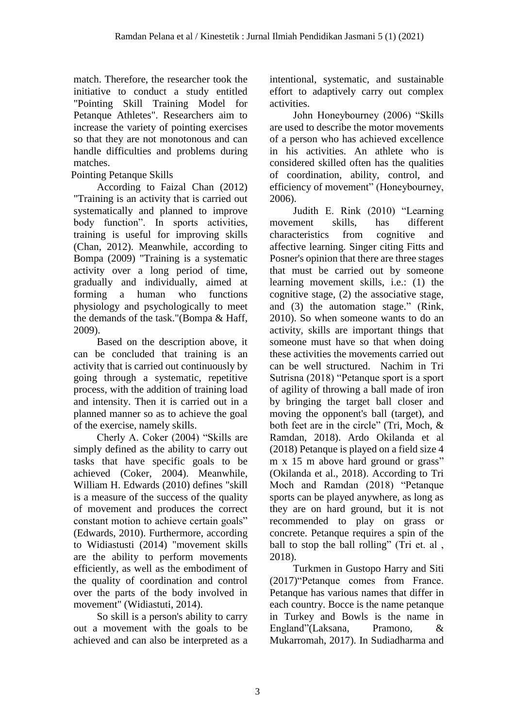match. Therefore, the researcher took the initiative to conduct a study entitled "Pointing Skill Training Model for Petanque Athletes". Researchers aim to increase the variety of pointing exercises so that they are not monotonous and can handle difficulties and problems during matches.

## Pointing Petanque Skills

According to Faizal Chan (2012) "Training is an activity that is carried out systematically and planned to improve body function". In sports activities, training is useful for improving skills (Chan, 2012). Meanwhile, according to Bompa (2009) "Training is a systematic activity over a long period of time, gradually and individually, aimed at forming a human who functions physiology and psychologically to meet the demands of the task."(Bompa & Haff, 2009).

Based on the description above, it can be concluded that training is an activity that is carried out continuously by going through a systematic, repetitive process, with the addition of training load and intensity. Then it is carried out in a planned manner so as to achieve the goal of the exercise, namely skills.

Cherly A. Coker (2004) "Skills are simply defined as the ability to carry out tasks that have specific goals to be achieved (Coker, 2004). Meanwhile, William H. Edwards (2010) defines "skill is a measure of the success of the quality of movement and produces the correct constant motion to achieve certain goals" (Edwards, 2010). Furthermore, according to Widiastusti (2014) "movement skills are the ability to perform movements efficiently, as well as the embodiment of the quality of coordination and control over the parts of the body involved in movement" (Widiastuti, 2014).

So skill is a person's ability to carry out a movement with the goals to be achieved and can also be interpreted as a intentional, systematic, and sustainable effort to adaptively carry out complex activities.

John Honeybourney (2006) "Skills are used to describe the motor movements of a person who has achieved excellence in his activities. An athlete who is considered skilled often has the qualities of coordination, ability, control, and efficiency of movement" (Honeybourney, 2006).

Judith E. Rink (2010) "Learning movement skills, has different characteristics from cognitive and affective learning. Singer citing Fitts and Posner's opinion that there are three stages that must be carried out by someone learning movement skills, i.e.: (1) the cognitive stage, (2) the associative stage, and (3) the automation stage." (Rink, 2010). So when someone wants to do an activity, skills are important things that someone must have so that when doing these activities the movements carried out can be well structured. Nachim in Tri Sutrisna (2018) "Petanque sport is a sport of agility of throwing a ball made of iron by bringing the target ball closer and moving the opponent's ball (target), and both feet are in the circle" (Tri, Moch, & Ramdan, 2018). Ardo Okilanda et al (2018) Petanque is played on a field size 4 m x 15 m above hard ground or grass" (Okilanda et al., 2018). According to Tri Moch and Ramdan (2018) "Petanque sports can be played anywhere, as long as they are on hard ground, but it is not recommended to play on grass or concrete. Petanque requires a spin of the ball to stop the ball rolling" (Tri et. al , 2018).

Turkmen in Gustopo Harry and Siti (2017)"Petanque comes from France. Petanque has various names that differ in each country. Bocce is the name petanque in Turkey and Bowls is the name in England"(Laksana, Pramono, & Mukarromah, 2017). In Sudiadharma and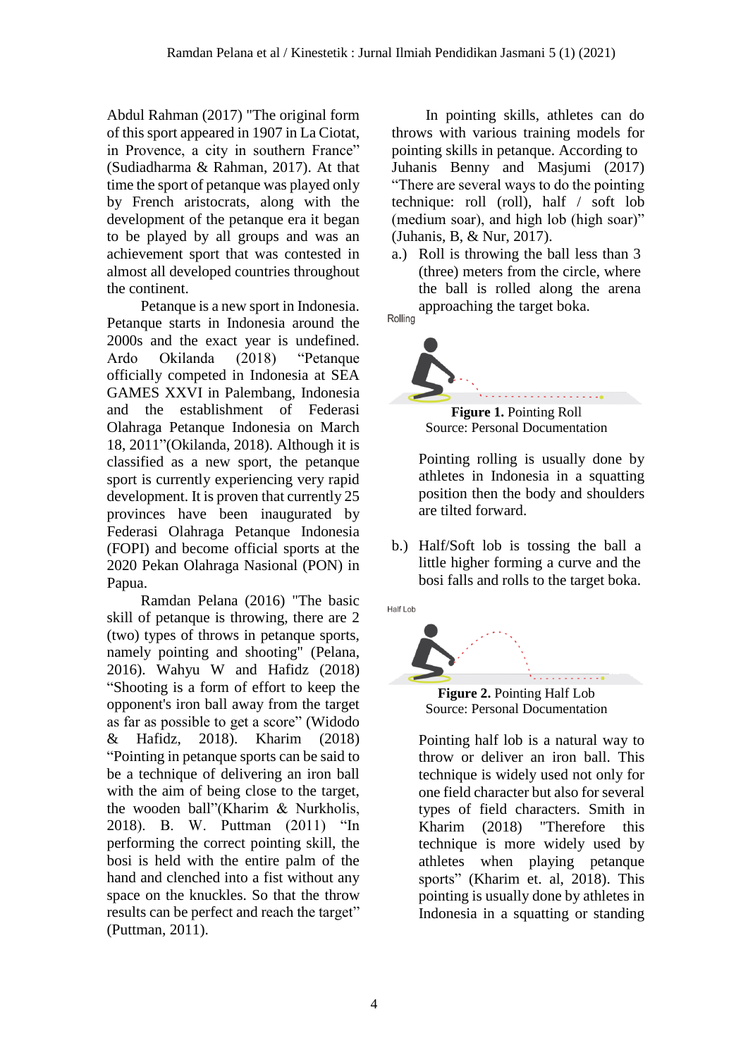Abdul Rahman (2017) "The original form of this sport appeared in 1907 in La Ciotat, in Provence, a city in southern France" (Sudiadharma & Rahman, 2017). At that time the sport of petanque was played only by French aristocrats, along with the development of the petanque era it began to be played by all groups and was an achievement sport that was contested in almost all developed countries throughout the continent.

Petanque is a new sport in Indonesia. Petanque starts in Indonesia around the 2000s and the exact year is undefined. Ardo Okilanda (2018) "Petanque officially competed in Indonesia at SEA GAMES XXVI in Palembang, Indonesia and the establishment of Federasi Olahraga Petanque Indonesia on March 18, 2011"(Okilanda, 2018). Although it is classified as a new sport, the petanque sport is currently experiencing very rapid development. It is proven that currently 25 provinces have been inaugurated by Federasi Olahraga Petanque Indonesia (FOPI) and become official sports at the 2020 Pekan Olahraga Nasional (PON) in Papua.

Ramdan Pelana (2016) "The basic skill of petanque is throwing, there are 2 (two) types of throws in petanque sports, namely pointing and shooting" (Pelana, 2016). Wahyu W and Hafidz (2018) "Shooting is a form of effort to keep the opponent's iron ball away from the target as far as possible to get a score" (Widodo & Hafidz, 2018). Kharim (2018) "Pointing in petanque sports can be said to be a technique of delivering an iron ball with the aim of being close to the target, the wooden ball"(Kharim & Nurkholis, 2018). B. W. Puttman (2011) "In performing the correct pointing skill, the bosi is held with the entire palm of the hand and clenched into a fist without any space on the knuckles. So that the throw results can be perfect and reach the target" (Puttman, 2011).

In pointing skills, athletes can do throws with various training models for pointing skills in petanque. According to Juhanis Benny and Masjumi (2017) "There are several ways to do the pointing technique: roll (roll), half / soft lob (medium soar), and high lob (high soar)" (Juhanis, B, & Nur, 2017).

a.) Roll is throwing the ball less than 3 (three) meters from the circle, where the ball is rolled along the arena approaching the target boka.

Rolling

**Figure 1.** Pointing Roll
Source: Personal Documentation

Pointing rolling is usually done by athletes in Indonesia in a squatting position then the body and shoulders are tilted forward.

b.) Half/Soft lob is tossing the ball a little higher forming a curve and the bosi falls and rolls to the target boka.

Half Lob

**Figure 2.** Pointing Half Lob
Source: Personal Documentation

Pointing half lob is a natural way to throw or deliver an iron ball. This technique is widely used not only for one field character but also for several types of field characters. Smith in Kharim (2018) "Therefore this technique is more widely used by athletes when playing petanque sports" (Kharim et. al, 2018). This pointing is usually done by athletes in Indonesia in a squatting or standing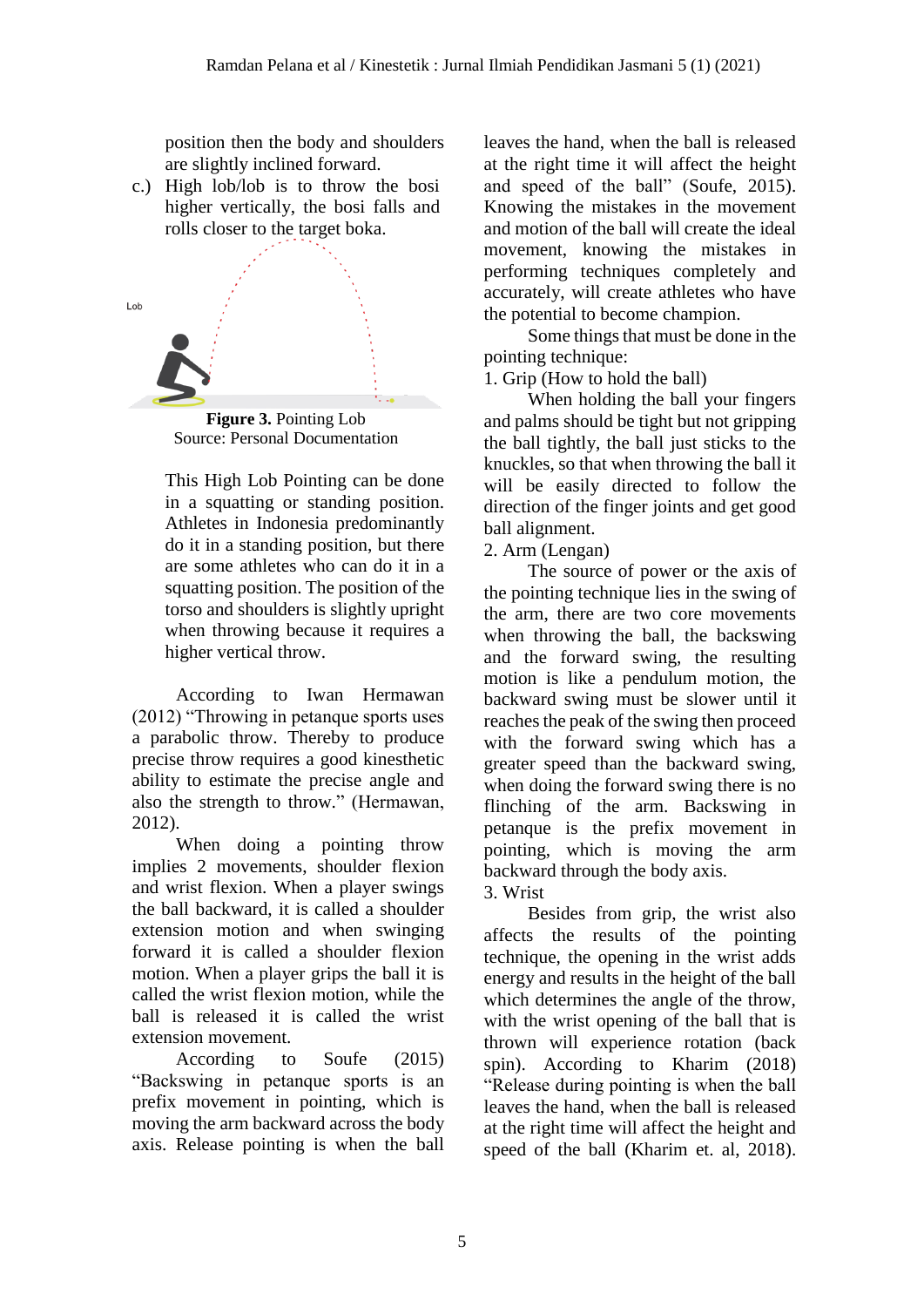position then the body and shoulders are slightly inclined forward.

c.) High lob/lob is to throw the bosi higher vertically, the bosi falls and rolls closer to the target boka.

**Figure 3.** Pointing Lob
Source: Personal Documentation

This High Lob Pointing can be done in a squatting or standing position. Athletes in Indonesia predominantly do it in a standing position, but there are some athletes who can do it in a squatting position. The position of the torso and shoulders is slightly upright when throwing because it requires a higher vertical throw.

According to Iwan Hermawan (2012) "Throwing in petanque sports uses a parabolic throw. Thereby to produce precise throw requires a good kinesthetic ability to estimate the precise angle and also the strength to throw." (Hermawan, 2012).

When doing a pointing throw implies 2 movements, shoulder flexion and wrist flexion. When a player swings the ball backward, it is called a shoulder extension motion and when swinging forward it is called a shoulder flexion motion. When a player grips the ball it is called the wrist flexion motion, while the ball is released it is called the wrist extension movement.

According to Soufe (2015) "Backswing in petanque sports is an prefix movement in pointing, which is moving the arm backward across the body axis. Release pointing is when the ball leaves the hand, when the ball is released at the right time it will affect the height and speed of the ball" (Soufe, 2015). Knowing the mistakes in the movement and motion of the ball will create the ideal movement, knowing the mistakes in performing techniques completely and accurately, will create athletes who have the potential to become champion.

Some things that must be done in the pointing technique:

1. Grip (How to hold the ball)

When holding the ball your fingers and palms should be tight but not gripping the ball tightly, the ball just sticks to the knuckles, so that when throwing the ball it will be easily directed to follow the direction of the finger joints and get good ball alignment.

2. Arm (Lengan)

The source of power or the axis of the pointing technique lies in the swing of the arm, there are two core movements when throwing the ball, the backswing and the forward swing, the resulting motion is like a pendulum motion, the backward swing must be slower until it reaches the peak of the swing then proceed with the forward swing which has a greater speed than the backward swing, when doing the forward swing there is no flinching of the arm. Backswing in petanque is the prefix movement in pointing, which is moving the arm backward through the body axis.

3. Wrist

Besides from grip, the wrist also affects the results of the pointing technique, the opening in the wrist adds energy and results in the height of the ball which determines the angle of the throw, with the wrist opening of the ball that is thrown will experience rotation (back spin). According to Kharim (2018) "Release during pointing is when the ball leaves the hand, when the ball is released at the right time will affect the height and speed of the ball (Kharim et. al, 2018).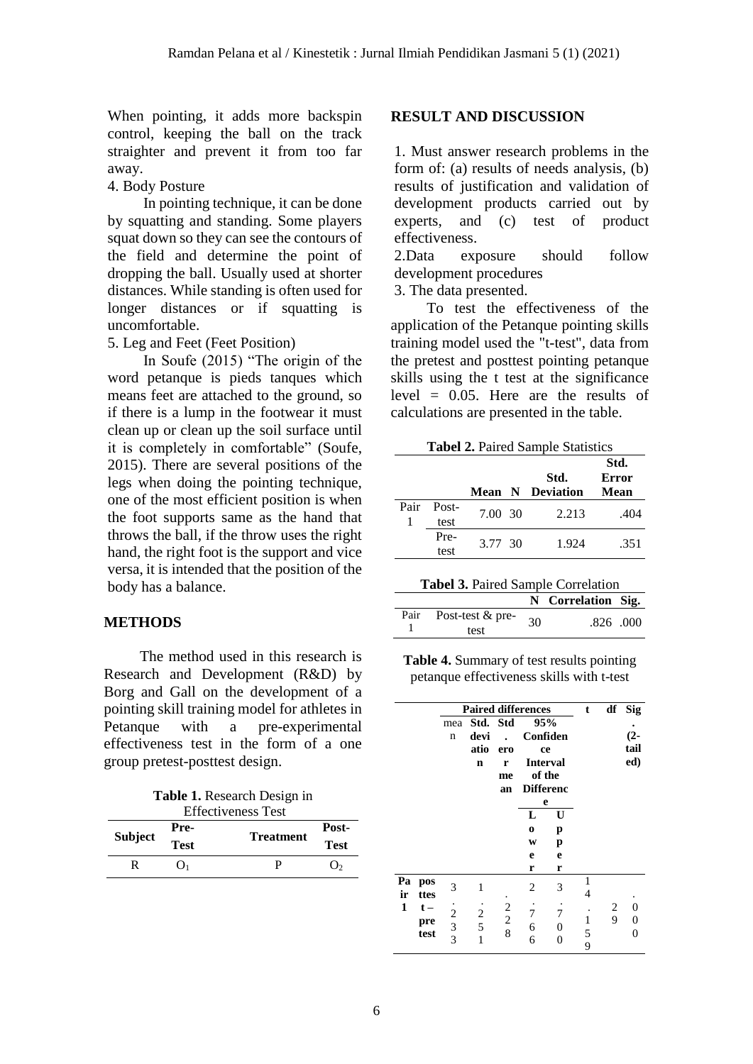When pointing, it adds more backspin control, keeping the ball on the track straighter and prevent it from too far away.

4. Body Posture

In pointing technique, it can be done by squatting and standing. Some players squat down so they can see the contours of the field and determine the point of dropping the ball. Usually used at shorter distances. While standing is often used for longer distances or if squatting is uncomfortable.

5. Leg and Feet (Feet Position)

In Soufe (2015) "The origin of the word petanque is pieds tanques which means feet are attached to the ground, so if there is a lump in the footwear it must clean up or clean up the soil surface until it is completely in comfortable" (Soufe, 2015). There are several positions of the legs when doing the pointing technique, one of the most efficient position is when the foot supports same as the hand that throws the ball, if the throw uses the right hand, the right foot is the support and vice versa, it is intended that the position of the body has a balance.

## METHODS

The method used in this research is Research and Development (R&D) by Borg and Gall on the development of a pointing skill training model for athletes in Petanque with a pre-experimental effectiveness test in the form of a one group pretest-posttest design.

**Table 1.** Research Design in Effectiveness Test

| Subject | Pre-Test | Treatment | Post-Test |
|---|---|---|---|
| R | $O_1$ | P | $O_2$ |

## RESULT AND DISCUSSION

1. Must answer research problems in the form of: (a) results of needs analysis, (b) results of justification and validation of development products carried out by experts, and (c) test of product effectiveness.
2. Data exposure should follow development procedures
3. The data presented.

To test the effectiveness of the application of the Petanque pointing skills training model used the "t-test", data from the pretest and posttest pointing petanque skills using the t test at the significance level = 0.05. Here are the results of calculations are presented in the table.

**Tabel 2.** Paired Sample Statistics

| | | Mean | N | Std. Deviation | Std. Error Mean |
|---|---|---|---|---|---|
| Pair 1 | Post-test | 7.00 | 30 | 2.213 | .404 |
| | Pre-test | 3.77 | 30 | 1.924 | .351 |

**Tabel 3.** Paired Sample Correlation

| | | N | Correlation | Sig. |
|---|---|---|---|---|
| Pair 1 | Post-test & pre-test | 30 | .826 | .000 |

**Table 4.** Summary of test results pointing petanque effectiveness skills with t-test

| | | Paired differences | | | | | t | df | Sig. (2-tailed) |
|---|---|---|---|---|---|---|---|---|---|
| | | mean | Std. deviation | Std. error mean | 95% Confidence Interval of the Difference | | | | |
| | | | | | Lower | Upper | | | |
| Pair 1 | posttest – pretest | 3.233 | 1.251 | .228 | 2.766 | 3.700 | 14.159 | 29 | .000 |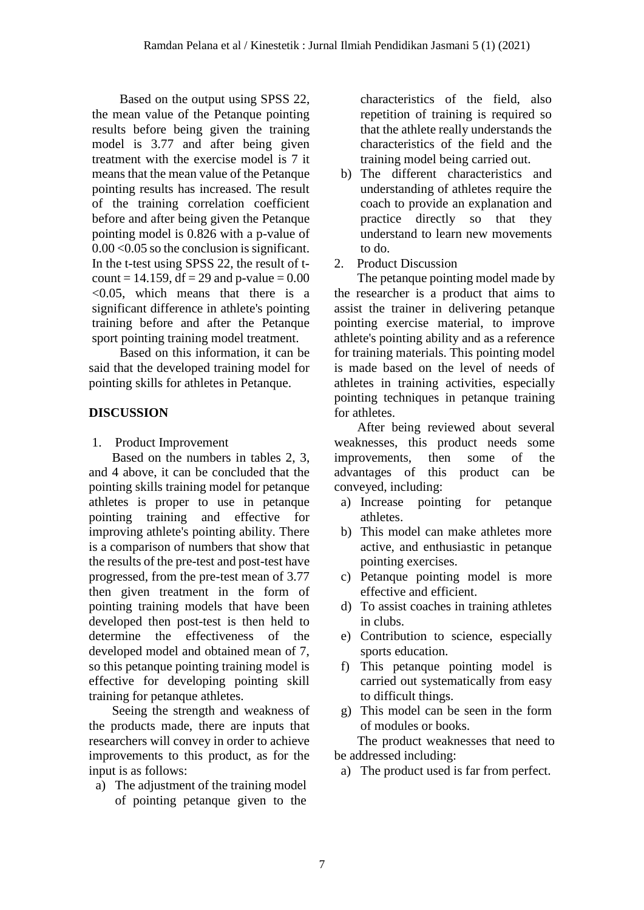Based on the output using SPSS 22, the mean value of the Petanque pointing results before being given the training model is 3.77 and after being given treatment with the exercise model is 7 it means that the mean value of the Petanque pointing results has increased. The result of the training correlation coefficient before and after being given the Petanque pointing model is 0.826 with a p-value of $0.00 < 0.05$ so the conclusion is significant. In the t-test using SPSS 22, the result of t-count = 14.159, df = 29 and p-value = 0.00 <0.05, which means that there is a significant difference in athlete's pointing training before and after the Petanque sport pointing training model treatment.

Based on this information, it can be said that the developed training model for pointing skills for athletes in Petanque.

## DISCUSSION

1. Product Improvement

Based on the numbers in tables 2, 3, and 4 above, it can be concluded that the pointing skills training model for petanque athletes is proper to use in petanque pointing training and effective for improving athlete's pointing ability. There is a comparison of numbers that show that the results of the pre-test and post-test have progressed, from the pre-test mean of 3.77 then given treatment in the form of pointing training models that have been developed then post-test is then held to determine the effectiveness of the developed model and obtained mean of 7, so this petanque pointing training model is effective for developing pointing skill training for petanque athletes.

Seeing the strength and weakness of the products made, there are inputs that researchers will convey in order to achieve improvements to this product, as for the input is as follows:

a) The adjustment of the training model of pointing petanque given to the characteristics of the field, also repetition of training is required so that the athlete really understands the characteristics of the field and the training model being carried out.
b) The different characteristics and understanding of athletes require the coach to provide an explanation and practice directly so that they understand to learn new movements to do.

2. Product Discussion

The petanque pointing model made by the researcher is a product that aims to assist the trainer in delivering petanque pointing exercise material, to improve athlete's pointing ability and as a reference for training materials. This pointing model is made based on the level of needs of athletes in training activities, especially pointing techniques in petanque training for athletes.

After being reviewed about several weaknesses, this product needs some improvements, then some of the advantages of this product can be conveyed, including:

a) Increase pointing for petanque athletes.
b) This model can make athletes more active, and enthusiastic in petanque pointing exercises.
c) Petanque pointing model is more effective and efficient.
d) To assist coaches in training athletes in clubs.
e) Contribution to science, especially sports education.
f) This petanque pointing model is carried out systematically from easy to difficult things.
g) This model can be seen in the form of modules or books.

The product weaknesses that need to be addressed including:

a) The product used is far from perfect.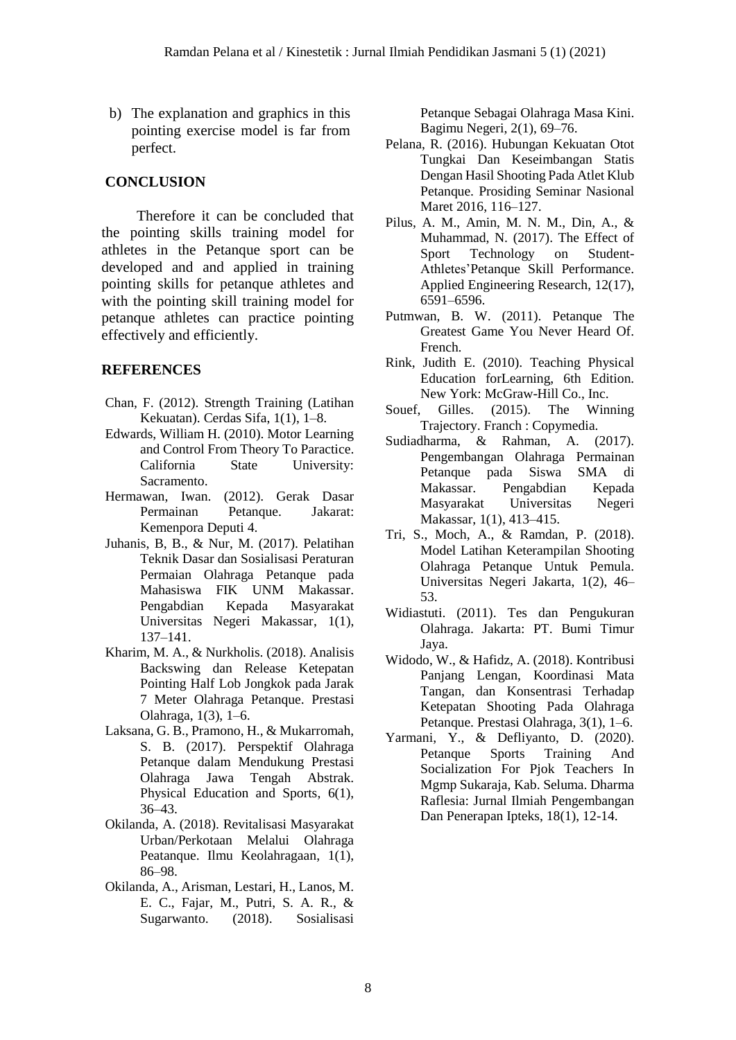b) The explanation and graphics in this pointing exercise model is far from perfect.

## CONCLUSION

Therefore it can be concluded that the pointing skills training model for athletes in the Petanque sport can be developed and and applied in training pointing skills for petanque athletes and with the pointing skill training model for petanque athletes can practice pointing effectively and efficiently.

## REFERENCES

Chan, F. (2012). Strength Training (Latihan Kekuatan). Cerdas Sifa, 1(1), 1–8.

Edwards, William H. (2010). Motor Learning and Control From Theory To Paractice. California State University: Sacramento.

Hermawan, Iwan. (2012). Gerak Dasar Permainan Petanque. Jakarat: Kemenpora Deputi 4.

Juhanis, B, B., & Nur, M. (2017). Pelatihan Teknik Dasar dan Sosialisasi Peraturan Permaian Olahraga Petanque pada Mahasiswa FIK UNM Makassar. Pengabdian Kepada Masyarakat Universitas Negeri Makassar, 1(1), 137–141.

Kharim, M. A., & Nurkholis. (2018). Analisis Backswing dan Release Ketepatan Pointing Half Lob Jongkok pada Jarak 7 Meter Olahraga Petanque. Prestasi Olahraga, 1(3), 1–6.

Laksana, G. B., Pramono, H., & Mukarromah, S. B. (2017). Perspektif Olahraga Petanque dalam Mendukung Prestasi Olahraga Jawa Tengah Abstrak. Physical Education and Sports, 6(1), 36–43.

Okilanda, A. (2018). Revitalisasi Masyarakat Urban/Perkotaan Melalui Olahraga Peatanque. Ilmu Keolahragaan, 1(1), 86–98.

Okilanda, A., Arisman, Lestari, H., Lanos, M. E. C., Fajar, M., Putri, S. A. R., & Sugarwanto. (2018). Sosialisasi Petanque Sebagai Olahraga Masa Kini. Bagimu Negeri, 2(1), 69–76.

Pelana, R. (2016). Hubungan Kekuatan Otot Tungkai Dan Keseimbangan Statis Dengan Hasil Shooting Pada Atlet Klub Petanque. Prosiding Seminar Nasional Maret 2016, 116–127.

Pilus, A. M., Amin, M. N. M., Din, A., & Muhammad, N. (2017). The Effect of Sport Technology on Student-Athletes'Petanque Skill Performance. Applied Engineering Research, 12(17), 6591–6596.

Putmwan, B. W. (2011). Petanque The Greatest Game You Never Heard Of. French.

Rink, Judith E. (2010). Teaching Physical Education forLearning, 6th Edition. New York: McGraw-Hill Co., Inc.

Souef, Gilles. (2015). The Winning Trajectory. Franch : Copymedia.

Sudiadharma, & Rahman, A. (2017). Pengembangan Olahraga Permainan Petanque pada Siswa SMA di Makassar. Pengabdian Kepada Masyarakat Universitas Negeri Makassar, 1(1), 413–415.

Tri, S., Moch, A., & Ramdan, P. (2018). Model Latihan Keterampilan Shooting Olahraga Petanque Untuk Pemula. Universitas Negeri Jakarta, 1(2), 46–53.

Widiastuti. (2011). Tes dan Pengukuran Olahraga. Jakarta: PT. Bumi Timur Jaya.

Widodo, W., & Hafidz, A. (2018). Kontribusi Panjang Lengan, Koordinasi Mata Tangan, dan Konsentrasi Terhadap Ketepatan Shooting Pada Olahraga Petanque. Prestasi Olahraga, 3(1), 1–6.

Yarmani, Y., & Defliyanto, D. (2020). Petanque Sports Training And Socialization For Pjok Teachers In Mgmp Sukaraja, Kab. Seluma. Dharma Raflesia: Jurnal Ilmiah Pengembangan Dan Penerapan Ipteks, 18(1), 12-14.